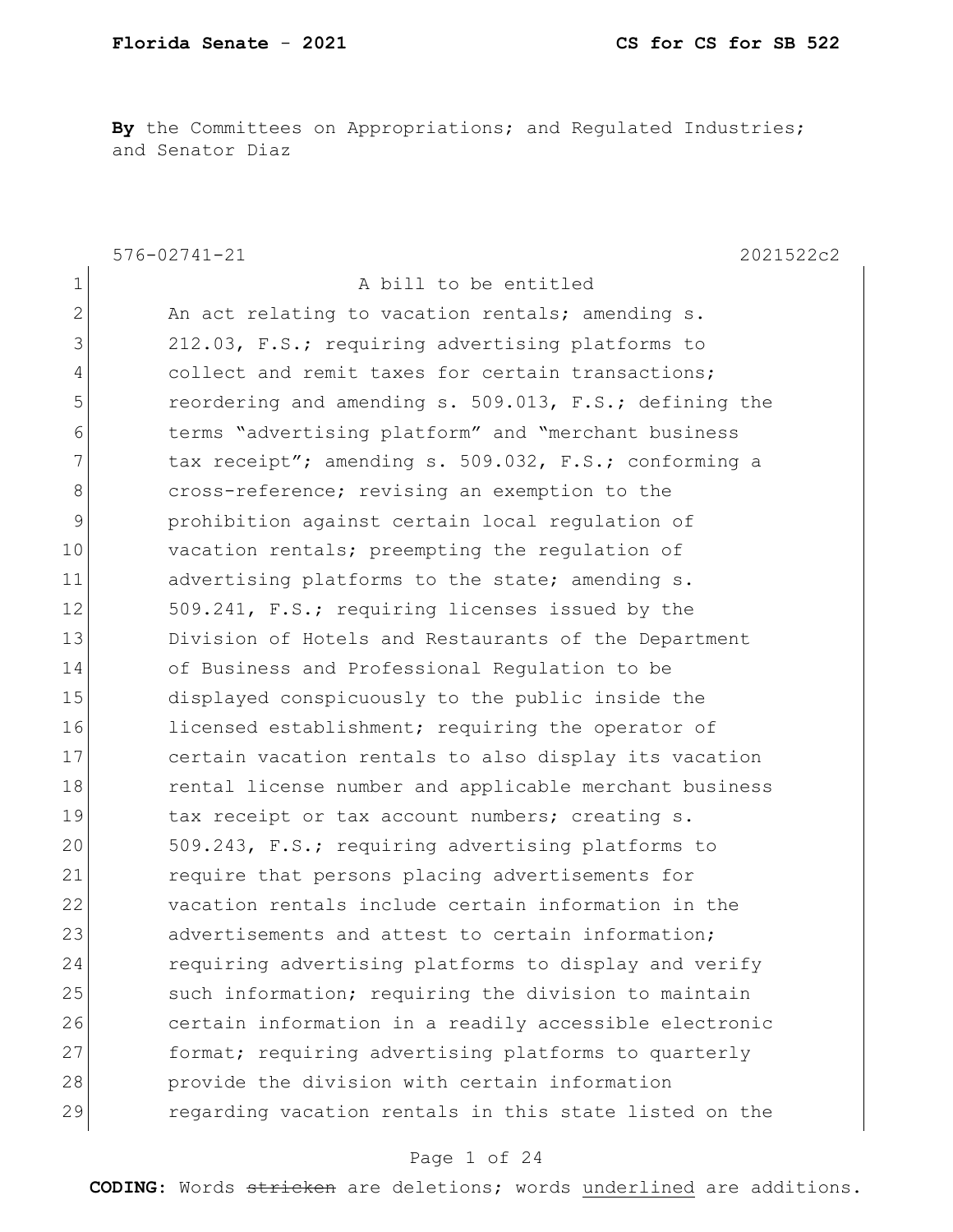**By** the Committees on Appropriations; and Regulated Industries; and Senator Diaz

576-02741-21 2021522c2

1 A bill to be entitled
2 An act relating to vacation rentals; amending s.
3 212.03, F.S.; requiring advertising platforms to
4 collect and remit taxes for certain transactions;
5 reordering and amending s. 509.013, F.S.; defining the
6 terms "advertising platform" and "merchant business
7 tax receipt"; amending s. 509.032, F.S.; conforming a
8 cross-reference; revising an exemption to the
9 prohibition against certain local regulation of
10 vacation rentals; preempting the regulation of
11 advertising platforms to the state; amending s.
12 509.241, F.S.; requiring licenses issued by the
13 Division of Hotels and Restaurants of the Department
14 of Business and Professional Regulation to be
15 displayed conspicuously to the public inside the
16 licensed establishment; requiring the operator of
17 certain vacation rentals to also display its vacation
18 rental license number and applicable merchant business
19 tax receipt or tax account numbers; creating s.
20 509.243, F.S.; requiring advertising platforms to
21 require that persons placing advertisements for
22 vacation rentals include certain information in the
23 advertisements and attest to certain information;
24 requiring advertising platforms to display and verify
25 such information; requiring the division to maintain
26 certain information in a readily accessible electronic
27 format; requiring advertising platforms to quarterly
28 provide the division with certain information
29 regarding vacation rentals in this state listed on the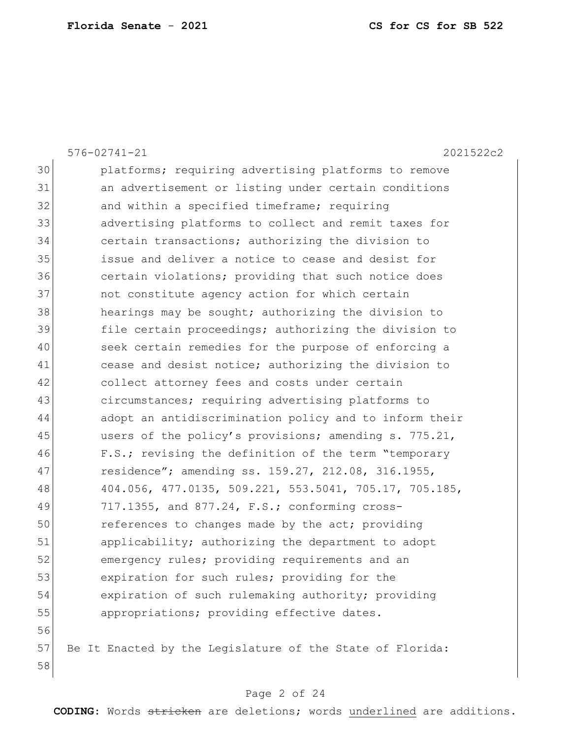platforms; requiring advertising platforms to remove an advertisement or listing under certain conditions and within a specified timeframe; requiring advertising platforms to collect and remit taxes for certain transactions; authorizing the division to issue and deliver a notice to cease and desist for certain violations; providing that such notice does not constitute agency action for which certain hearings may be sought; authorizing the division to file certain proceedings; authorizing the division to seek certain remedies for the purpose of enforcing a cease and desist notice; authorizing the division to collect attorney fees and costs under certain circumstances; requiring advertising platforms to adopt an antidiscrimination policy and to inform their users of the policy's provisions; amending s. 775.21, F.S.; revising the definition of the term "temporary residence"; amending ss. 159.27, 212.08, 316.1955, 404.056, 477.0135, 509.221, 553.5041, 705.17, 705.185, 717.1355, and 877.24, F.S.; conforming cross-references to changes made by the act; providing applicability; authorizing the department to adopt emergency rules; providing requirements and an expiration for such rules; providing for the expiration of such rulemaking authority; providing appropriations; providing effective dates.

Be It Enacted by the Legislature of the State of Florida: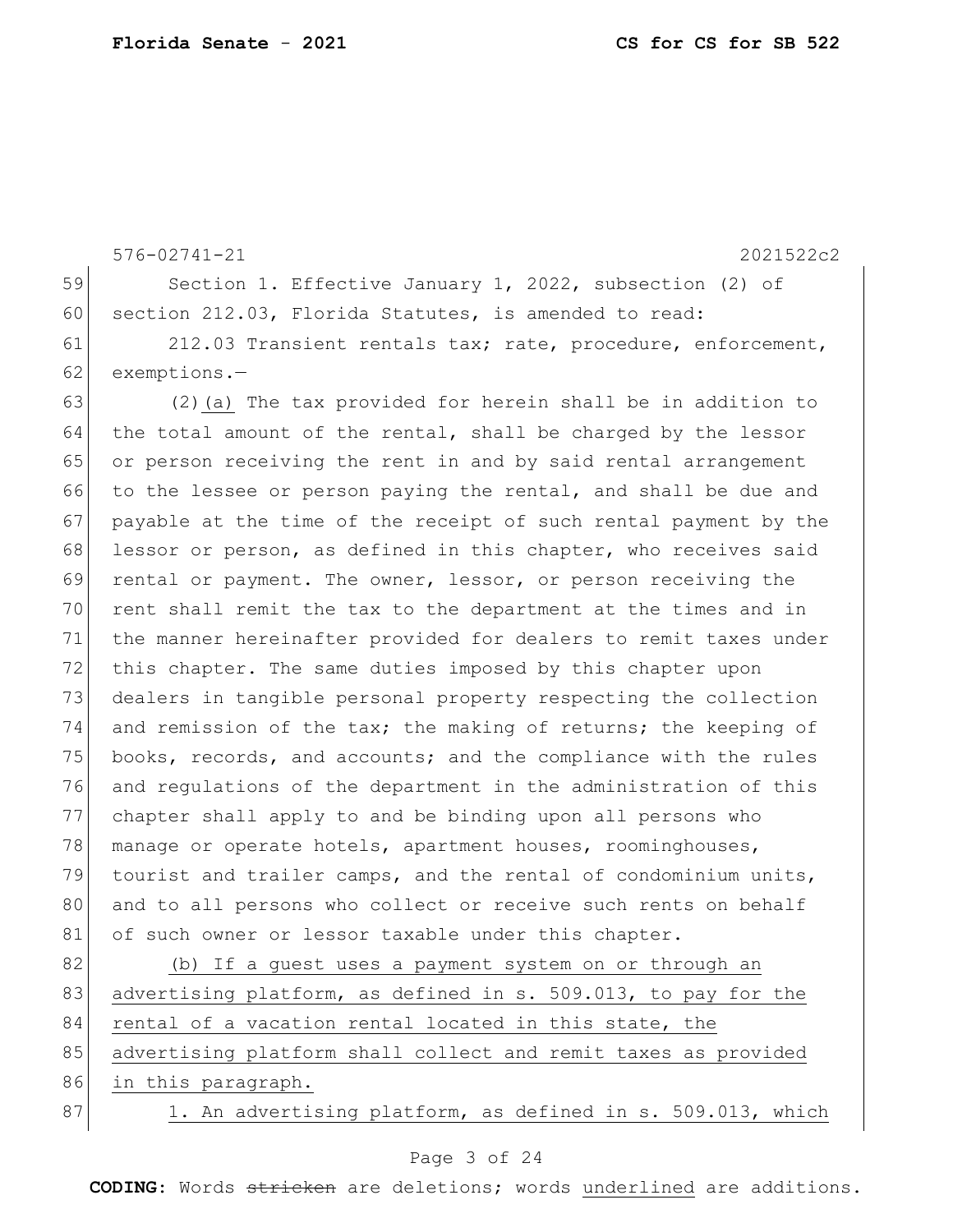576-02741-21 2021522c2

59 Section 1. Effective January 1, 2022, subsection (2) of
60 section 212.03, Florida Statutes, is amended to read:

61 212.03 Transient rentals tax; rate, procedure, enforcement,
62 exemptions.—

63 (2)<u>(a)</u> The tax provided for herein shall be in addition to
64 the total amount of the rental, shall be charged by the lessor
65 or person receiving the rent in and by said rental arrangement
66 to the lessee or person paying the rental, and shall be due and
67 payable at the time of the receipt of such rental payment by the
68 lessor or person, as defined in this chapter, who receives said
69 rental or payment. The owner, lessor, or person receiving the
70 rent shall remit the tax to the department at the times and in
71 the manner hereinafter provided for dealers to remit taxes under
72 this chapter. The same duties imposed by this chapter upon
73 dealers in tangible personal property respecting the collection
74 and remission of the tax; the making of returns; the keeping of
75 books, records, and accounts; and the compliance with the rules
76 and regulations of the department in the administration of this
77 chapter shall apply to and be binding upon all persons who
78 manage or operate hotels, apartment houses, roominghouses,
79 tourist and trailer camps, and the rental of condominium units,
80 and to all persons who collect or receive such rents on behalf
81 of such owner or lessor taxable under this chapter.

82 <u>(b) If a guest uses a payment system on or through an</u>
83 <u>advertising platform, as defined in s. 509.013, to pay for the</u>
84 <u>rental of a vacation rental located in this state, the</u>
85 <u>advertising platform shall collect and remit taxes as provided</u>
86 <u>in this paragraph.</u>

87 <u>1. An advertising platform, as defined in s. 509.013, which</u>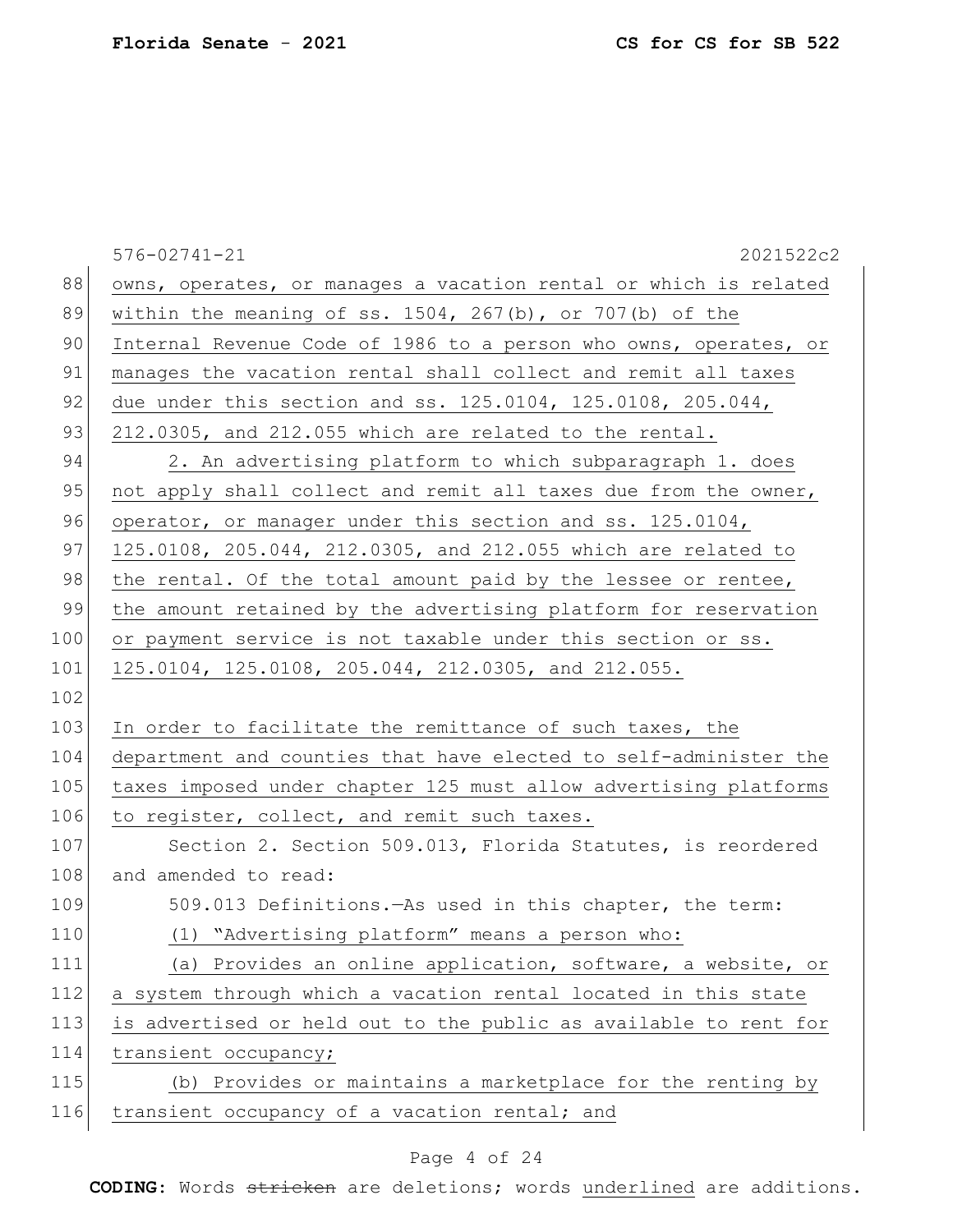owns, operates, or manages a vacation rental or which is related within the meaning of ss. 1504, 267(b), or 707(b) of the Internal Revenue Code of 1986 to a person who owns, operates, or manages the vacation rental shall collect and remit all taxes due under this section and ss. 125.0104, 125.0108, 205.044, 212.0305, and 212.055 which are related to the rental.

2. An advertising platform to which subparagraph 1. does not apply shall collect and remit all taxes due from the owner, operator, or manager under this section and ss. 125.0104, 125.0108, 205.044, 212.0305, and 212.055 which are related to the rental. Of the total amount paid by the lessee or rentee, the amount retained by the advertising platform for reservation or payment service is not taxable under this section or ss. 125.0104, 125.0108, 205.044, 212.0305, and 212.055.

In order to facilitate the remittance of such taxes, the department and counties that have elected to self-administer the taxes imposed under chapter 125 must allow advertising platforms to register, collect, and remit such taxes.

Section 2. Section 509.013, Florida Statutes, is reordered and amended to read:

509.013 Definitions.—As used in this chapter, the term:

(1) "Advertising platform" means a person who:

(a) Provides an online application, software, a website, or a system through which a vacation rental located in this state is advertised or held out to the public as available to rent for transient occupancy;

(b) Provides or maintains a marketplace for the renting by transient occupancy of a vacation rental; and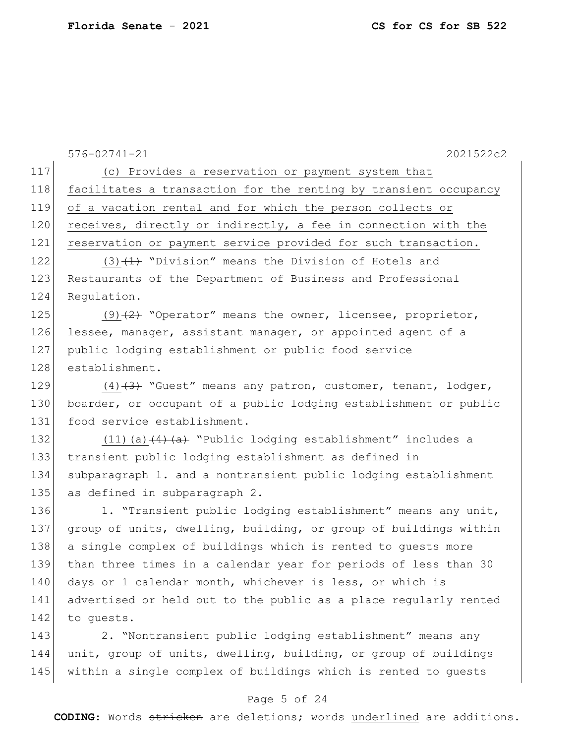(c) Provides a reservation or payment system that facilitates a transaction for the renting by transient occupancy of a vacation rental and for which the person collects or receives, directly or indirectly, a fee in connection with the reservation or payment service provided for such transaction.

(3) ~~(1)~~ "Division" means the Division of Hotels and Restaurants of the Department of Business and Professional Regulation.

(9) ~~(2)~~ "Operator" means the owner, licensee, proprietor, lessee, manager, assistant manager, or appointed agent of a public lodging establishment or public food service establishment.

(4) ~~(3)~~ "Guest" means any patron, customer, tenant, lodger, boarder, or occupant of a public lodging establishment or public food service establishment.

(11)(a) ~~(4)(a)~~ "Public lodging establishment" includes a transient public lodging establishment as defined in subparagraph 1. and a nontransient public lodging establishment as defined in subparagraph 2.

1. "Transient public lodging establishment" means any unit, group of units, dwelling, building, or group of buildings within a single complex of buildings which is rented to guests more than three times in a calendar year for periods of less than 30 days or 1 calendar month, whichever is less, or which is advertised or held out to the public as a place regularly rented to guests.

2. "Nontransient public lodging establishment" means any unit, group of units, dwelling, building, or group of buildings within a single complex of buildings which is rented to guests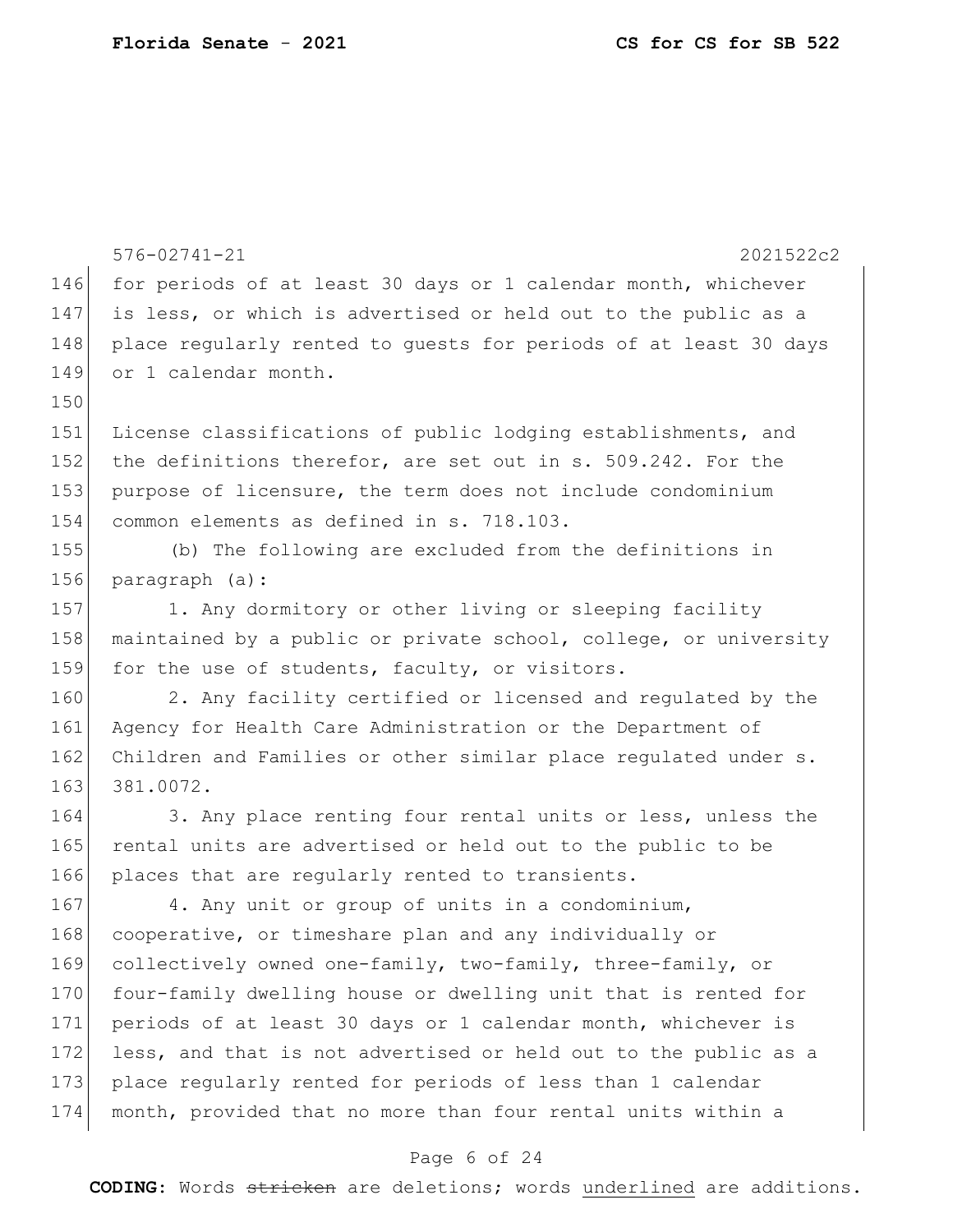576-02741-21 2021522c2

for periods of at least 30 days or 1 calendar month, whichever is less, or which is advertised or held out to the public as a place regularly rented to guests for periods of at least 30 days or 1 calendar month.

License classifications of public lodging establishments, and the definitions therefor, are set out in s. 509.242. For the purpose of licensure, the term does not include condominium common elements as defined in s. 718.103.

(b) The following are excluded from the definitions in paragraph (a):

1. Any dormitory or other living or sleeping facility maintained by a public or private school, college, or university for the use of students, faculty, or visitors.

2. Any facility certified or licensed and regulated by the Agency for Health Care Administration or the Department of Children and Families or other similar place regulated under s. 381.0072.

3. Any place renting four rental units or less, unless the rental units are advertised or held out to the public to be places that are regularly rented to transients.

4. Any unit or group of units in a condominium, cooperative, or timeshare plan and any individually or collectively owned one-family, two-family, three-family, or four-family dwelling house or dwelling unit that is rented for periods of at least 30 days or 1 calendar month, whichever is less, and that is not advertised or held out to the public as a place regularly rented for periods of less than 1 calendar month, provided that no more than four rental units within a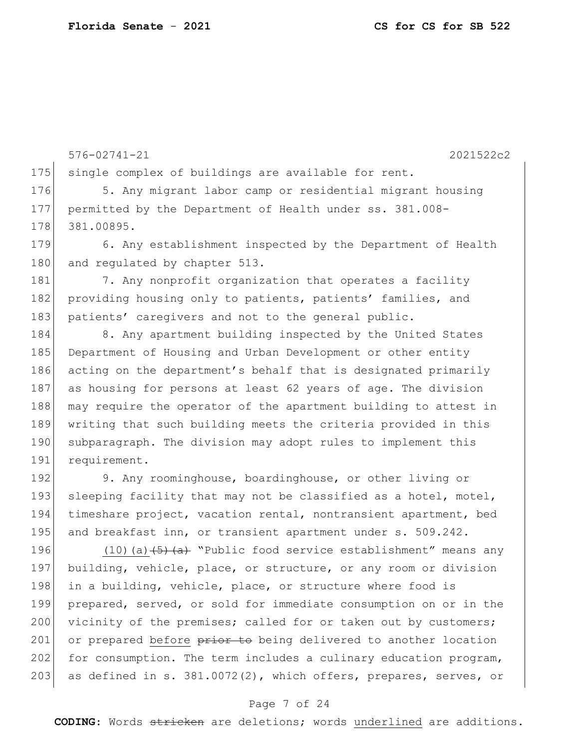576-02741-21 2021522c2

175 single complex of buildings are available for rent.

176 5. Any migrant labor camp or residential migrant housing
177 permitted by the Department of Health under ss. 381.008-
178 381.00895.

179 6. Any establishment inspected by the Department of Health
180 and regulated by chapter 513.

181 7. Any nonprofit organization that operates a facility
182 providing housing only to patients, patients' families, and
183 patients' caregivers and not to the general public.

184 8. Any apartment building inspected by the United States
185 Department of Housing and Urban Development or other entity
186 acting on the department's behalf that is designated primarily
187 as housing for persons at least 62 years of age. The division
188 may require the operator of the apartment building to attest in
189 writing that such building meets the criteria provided in this
190 subparagraph. The division may adopt rules to implement this
191 requirement.

192 9. Any roominghouse, boardinghouse, or other living or
193 sleeping facility that may not be classified as a hotel, motel,
194 timeshare project, vacation rental, nontransient apartment, bed
195 and breakfast inn, or transient apartment under s. 509.242.

196 <u>(10)(a)</u>~~(5)(a)~~ "Public food service establishment" means any
197 building, vehicle, place, or structure, or any room or division
198 in a building, vehicle, place, or structure where food is
199 prepared, served, or sold for immediate consumption on or in the
200 vicinity of the premises; called for or taken out by customers;
201 or prepared <u>before</u> ~~prior to~~ being delivered to another location
202 for consumption. The term includes a culinary education program,
203 as defined in s. 381.0072(2), which offers, prepares, serves, or

**CODING:** Words ~~stricken~~ are deletions; words <u>underlined</u> are additions.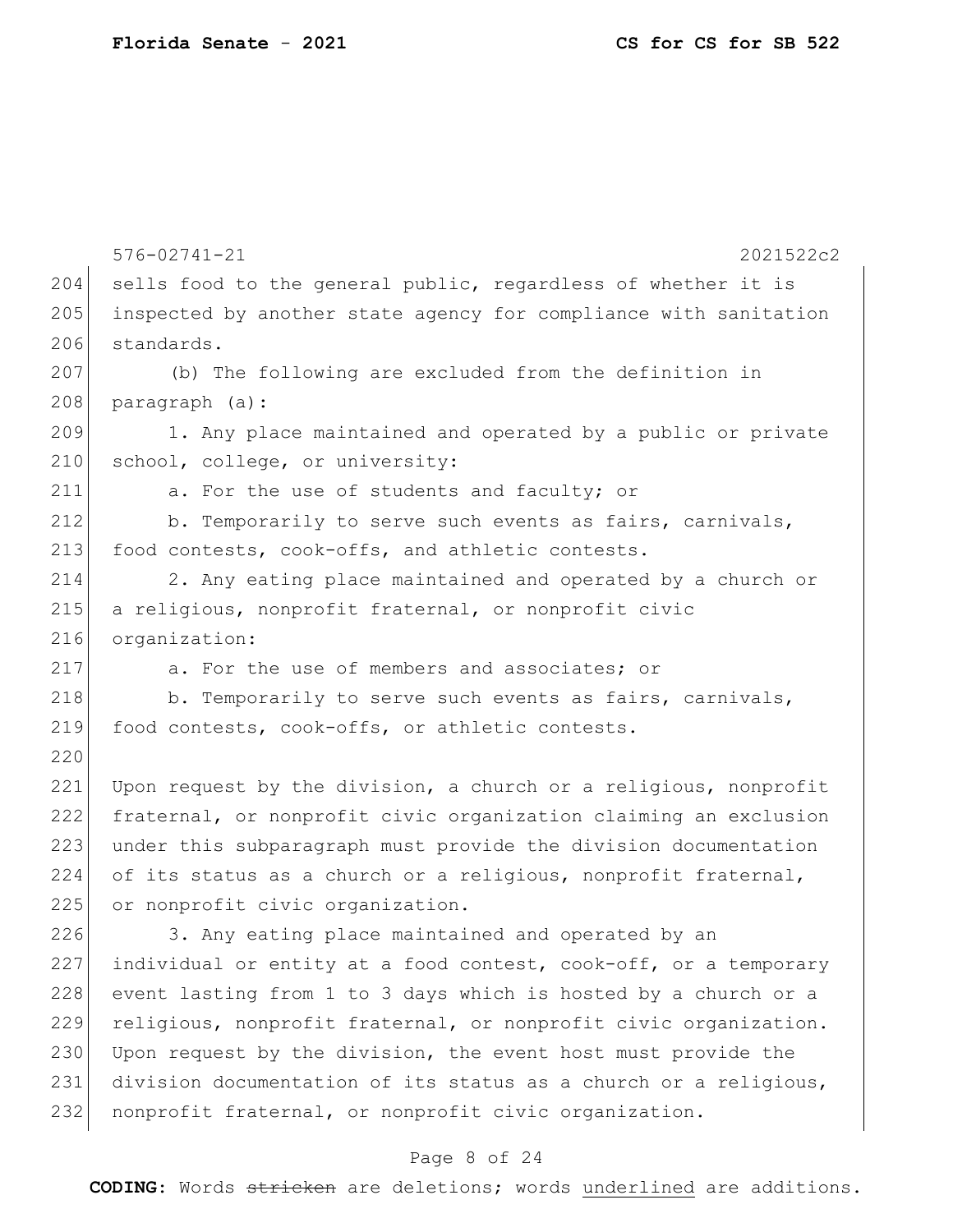sells food to the general public, regardless of whether it is inspected by another state agency for compliance with sanitation standards.

(b) The following are excluded from the definition in paragraph (a):

1. Any place maintained and operated by a public or private school, college, or university:

a. For the use of students and faculty; or

b. Temporarily to serve such events as fairs, carnivals, food contests, cook-offs, and athletic contests.

2. Any eating place maintained and operated by a church or a religious, nonprofit fraternal, or nonprofit civic organization:

a. For the use of members and associates; or

b. Temporarily to serve such events as fairs, carnivals, food contests, cook-offs, or athletic contests.

Upon request by the division, a church or a religious, nonprofit fraternal, or nonprofit civic organization claiming an exclusion under this subparagraph must provide the division documentation of its status as a church or a religious, nonprofit fraternal, or nonprofit civic organization.

3. Any eating place maintained and operated by an individual or entity at a food contest, cook-off, or a temporary event lasting from 1 to 3 days which is hosted by a church or a religious, nonprofit fraternal, or nonprofit civic organization. Upon request by the division, the event host must provide the division documentation of its status as a church or a religious, nonprofit fraternal, or nonprofit civic organization.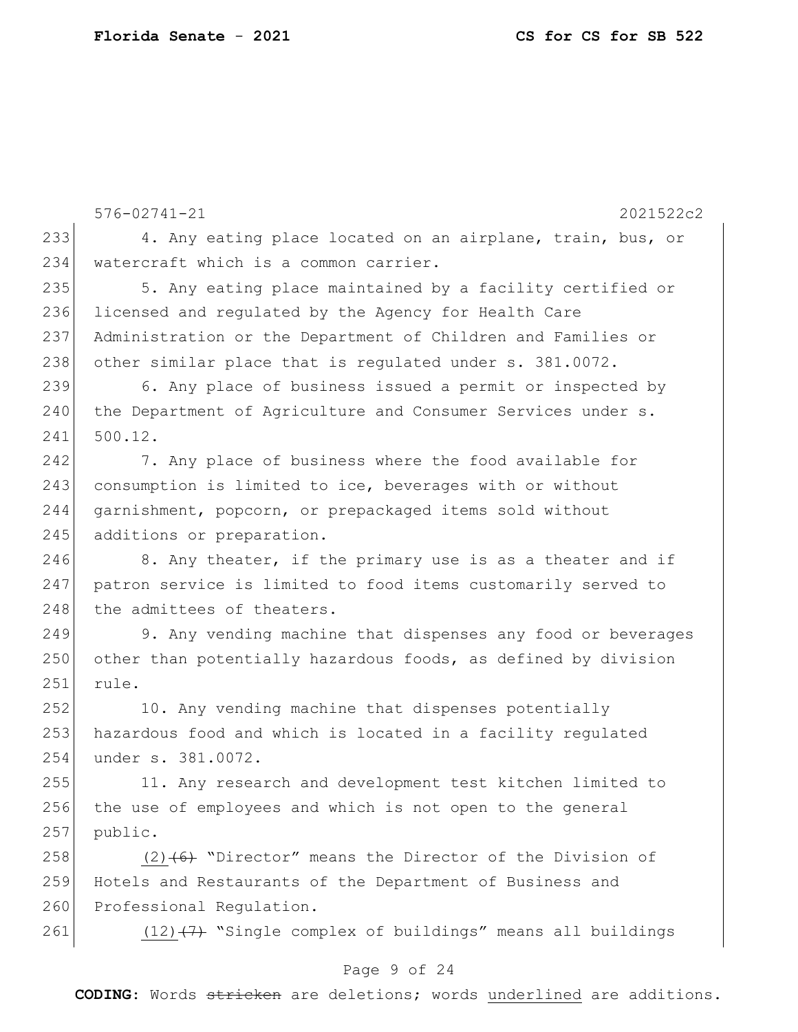4. Any eating place located on an airplane, train, bus, or watercraft which is a common carrier.

5. Any eating place maintained by a facility certified or licensed and regulated by the Agency for Health Care Administration or the Department of Children and Families or other similar place that is regulated under s. 381.0072.

6. Any place of business issued a permit or inspected by the Department of Agriculture and Consumer Services under s. 500.12.

7. Any place of business where the food available for consumption is limited to ice, beverages with or without garnishment, popcorn, or prepackaged items sold without additions or preparation.

8. Any theater, if the primary use is as a theater and if patron service is limited to food items customarily served to the admittees of theaters.

9. Any vending machine that dispenses any food or beverages other than potentially hazardous foods, as defined by division rule.

10. Any vending machine that dispenses potentially hazardous food and which is located in a facility regulated under s. 381.0072.

11. Any research and development test kitchen limited to the use of employees and which is not open to the general public.

(2) ~~(6)~~ "Director" means the Director of the Division of Hotels and Restaurants of the Department of Business and Professional Regulation.

(12) ~~(7)~~ "Single complex of buildings" means all buildings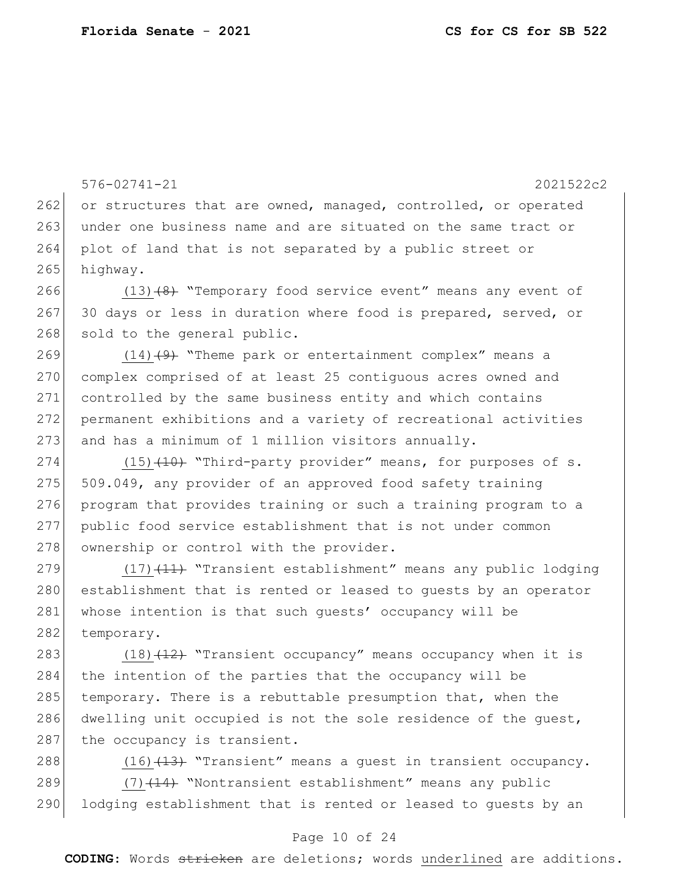or structures that are owned, managed, controlled, or operated under one business name and are situated on the same tract or plot of land that is not separated by a public street or highway.

(13) ~~(8)~~ "Temporary food service event" means any event of 30 days or less in duration where food is prepared, served, or sold to the general public.

(14) ~~(9)~~ "Theme park or entertainment complex" means a complex comprised of at least 25 contiguous acres owned and controlled by the same business entity and which contains permanent exhibitions and a variety of recreational activities and has a minimum of 1 million visitors annually.

(15) ~~(10)~~ "Third-party provider" means, for purposes of s. 509.049, any provider of an approved food safety training program that provides training or such a training program to a public food service establishment that is not under common ownership or control with the provider.

(17) ~~(11)~~ "Transient establishment" means any public lodging establishment that is rented or leased to guests by an operator whose intention is that such guests' occupancy will be temporary.

(18) ~~(12)~~ "Transient occupancy" means occupancy when it is the intention of the parties that the occupancy will be temporary. There is a rebuttable presumption that, when the dwelling unit occupied is not the sole residence of the guest, the occupancy is transient.

(16) ~~(13)~~ "Transient" means a guest in transient occupancy.

(7) ~~(14)~~ "Nontransient establishment" means any public lodging establishment that is rented or leased to guests by an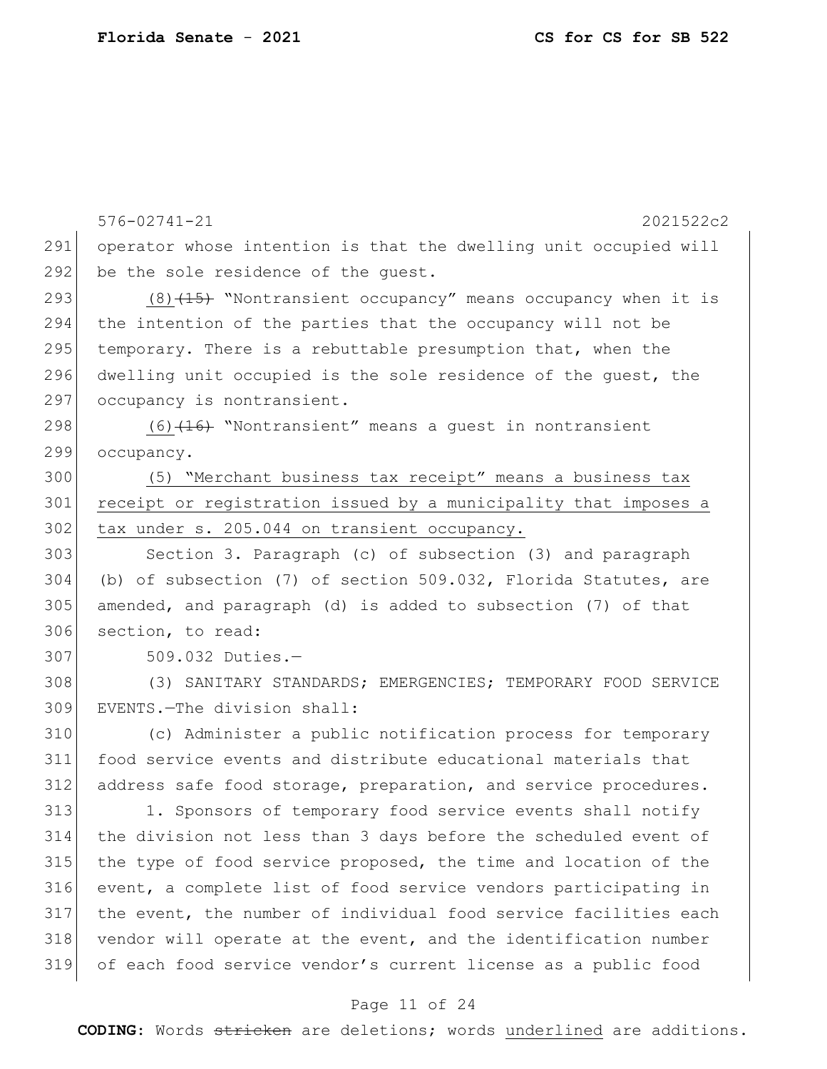576-02741-21 2021522c2

291 operator whose intention is that the dwelling unit occupied will
292 be the sole residence of the guest.

293 (8) ~~(15)~~ "Nontransient occupancy" means occupancy when it is
294 the intention of the parties that the occupancy will not be
295 temporary. There is a rebuttable presumption that, when the
296 dwelling unit occupied is the sole residence of the guest, the
297 occupancy is nontransient.

298 (6) ~~(16)~~ "Nontransient" means a guest in nontransient
299 occupancy.

300 <u>(5) "Merchant business tax receipt" means a business tax</u>
301 <u>receipt or registration issued by a municipality that imposes a</u>
302 <u>tax under s. 205.044 on transient occupancy.</u>

303 Section 3. Paragraph (c) of subsection (3) and paragraph
304 (b) of subsection (7) of section 509.032, Florida Statutes, are
305 amended, and paragraph (d) is added to subsection (7) of that
306 section, to read:

307 509.032 Duties.—

308 (3) SANITARY STANDARDS; EMERGENCIES; TEMPORARY FOOD SERVICE
309 EVENTS.—The division shall:

310 (c) Administer a public notification process for temporary
311 food service events and distribute educational materials that
312 address safe food storage, preparation, and service procedures.

313 1. Sponsors of temporary food service events shall notify
314 the division not less than 3 days before the scheduled event of
315 the type of food service proposed, the time and location of the
316 event, a complete list of food service vendors participating in
317 the event, the number of individual food service facilities each
318 vendor will operate at the event, and the identification number
319 of each food service vendor's current license as a public food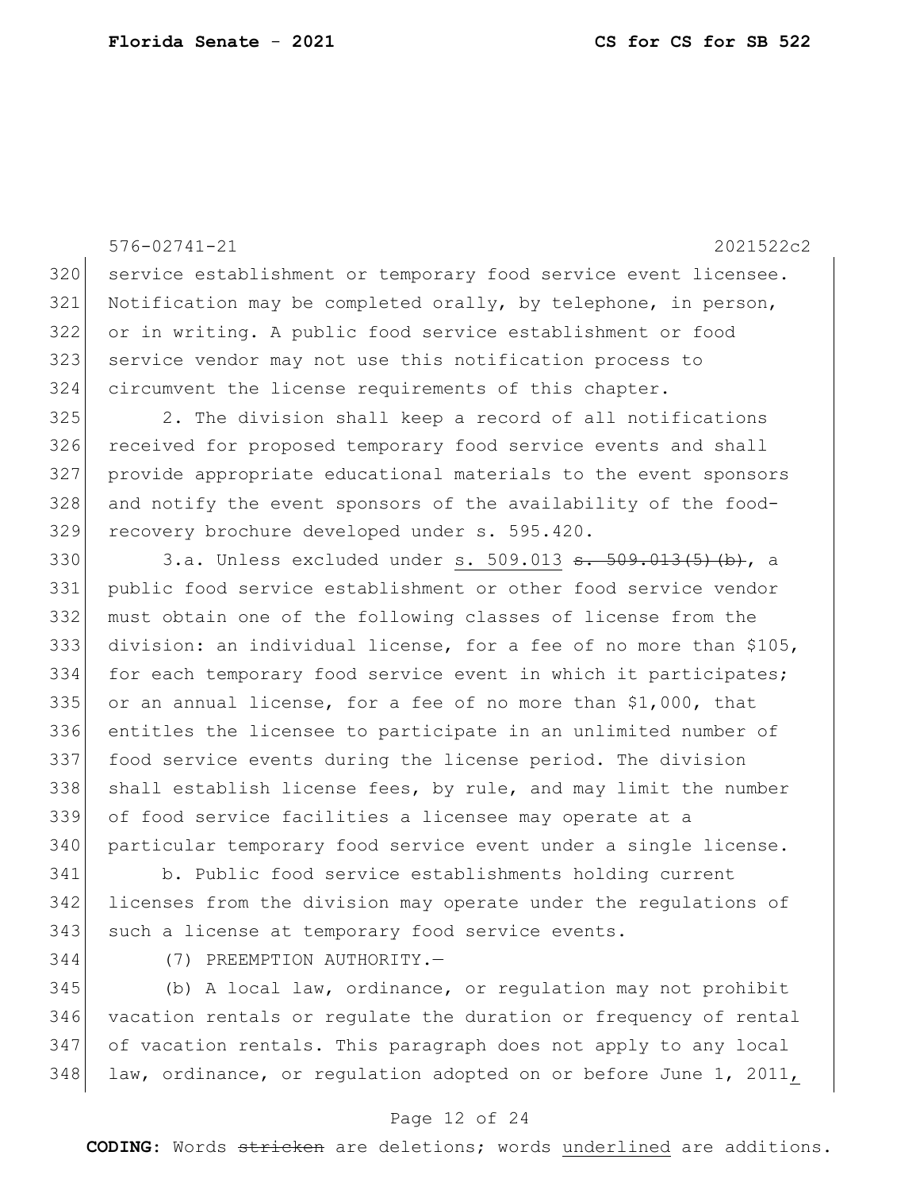service establishment or temporary food service event licensee. Notification may be completed orally, by telephone, in person, or in writing. A public food service establishment or food service vendor may not use this notification process to circumvent the license requirements of this chapter.

2. The division shall keep a record of all notifications received for proposed temporary food service events and shall provide appropriate educational materials to the event sponsors and notify the event sponsors of the availability of the food-recovery brochure developed under s. 595.420.

3.a. Unless excluded under s. 509.013 ~~s. 509.013(5)(b)~~, a public food service establishment or other food service vendor must obtain one of the following classes of license from the division: an individual license, for a fee of no more than $105, for each temporary food service event in which it participates; or an annual license, for a fee of no more than $1,000, that entitles the licensee to participate in an unlimited number of food service events during the license period. The division shall establish license fees, by rule, and may limit the number of food service facilities a licensee may operate at a particular temporary food service event under a single license.

b. Public food service establishments holding current licenses from the division may operate under the regulations of such a license at temporary food service events.

(7) PREEMPTION AUTHORITY.—

(b) A local law, ordinance, or regulation may not prohibit vacation rentals or regulate the duration or frequency of rental of vacation rentals. This paragraph does not apply to any local law, ordinance, or regulation adopted on or before June 1, 2011,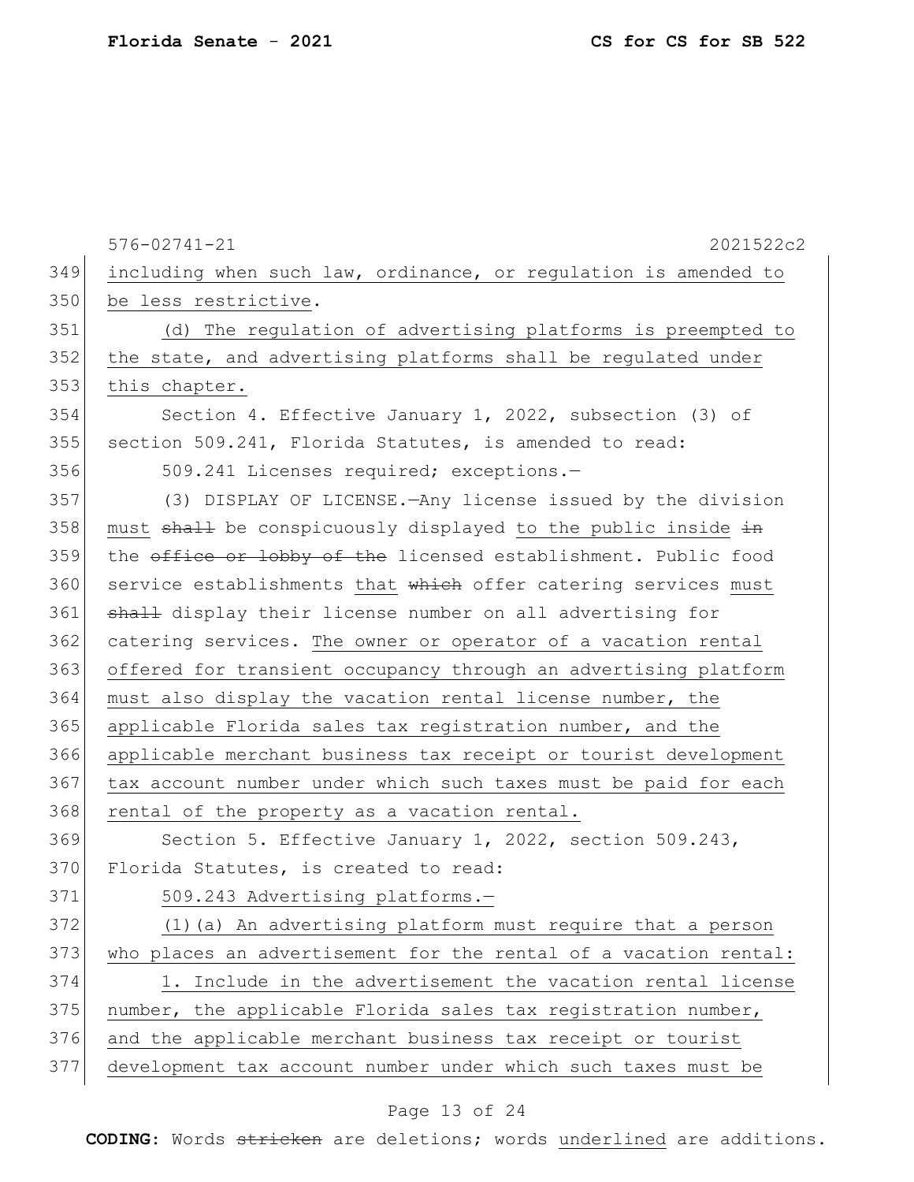including when such law, ordinance, or regulation is amended to be less restrictive.

(d) The regulation of advertising platforms is preempted to the state, and advertising platforms shall be regulated under this chapter.

Section 4. Effective January 1, 2022, subsection (3) of section 509.241, Florida Statutes, is amended to read:

509.241 Licenses required; exceptions.—

(3) DISPLAY OF LICENSE.—Any license issued by the division must ~~shall~~ be conspicuously displayed to the public inside ~~in~~ the ~~office or lobby of the~~ licensed establishment. Public food service establishments that ~~which~~ offer catering services must ~~shall~~ display their license number on all advertising for catering services. The owner or operator of a vacation rental offered for transient occupancy through an advertising platform must also display the vacation rental license number, the applicable Florida sales tax registration number, and the applicable merchant business tax receipt or tourist development tax account number under which such taxes must be paid for each rental of the property as a vacation rental.

Section 5. Effective January 1, 2022, section 509.243, Florida Statutes, is created to read:

509.243 Advertising platforms.—

(1)(a) An advertising platform must require that a person who places an advertisement for the rental of a vacation rental:

1. Include in the advertisement the vacation rental license number, the applicable Florida sales tax registration number, and the applicable merchant business tax receipt or tourist development tax account number under which such taxes must be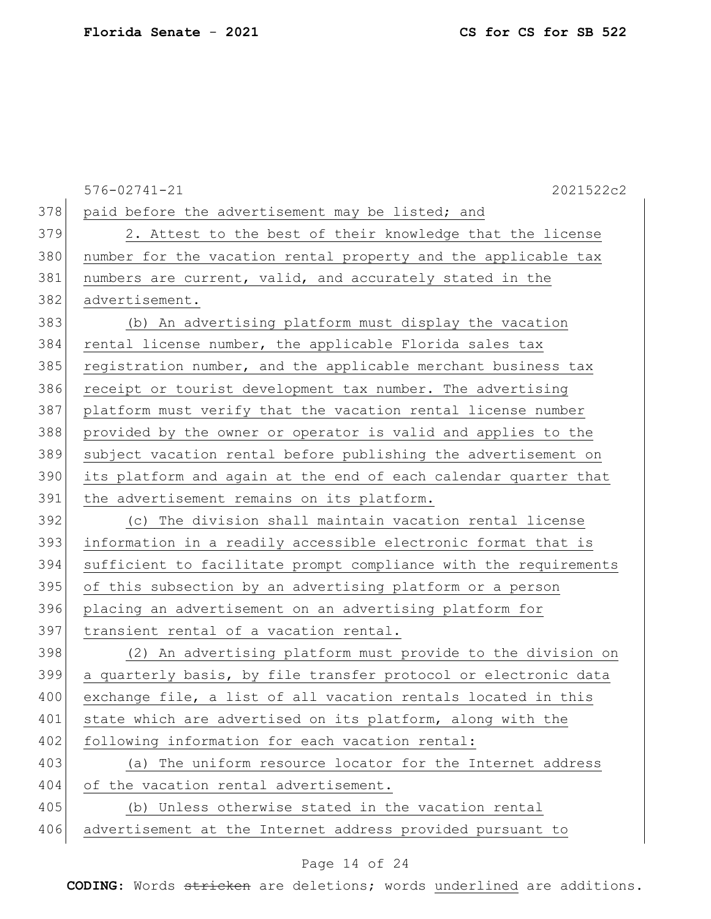576-02741-21 2021522c2

paid before the advertisement may be listed; and

2. Attest to the best of their knowledge that the license number for the vacation rental property and the applicable tax numbers are current, valid, and accurately stated in the advertisement.

(b) An advertising platform must display the vacation rental license number, the applicable Florida sales tax registration number, and the applicable merchant business tax receipt or tourist development tax number. The advertising platform must verify that the vacation rental license number provided by the owner or operator is valid and applies to the subject vacation rental before publishing the advertisement on its platform and again at the end of each calendar quarter that the advertisement remains on its platform.

(c) The division shall maintain vacation rental license information in a readily accessible electronic format that is sufficient to facilitate prompt compliance with the requirements of this subsection by an advertising platform or a person placing an advertisement on an advertising platform for transient rental of a vacation rental.

(2) An advertising platform must provide to the division on a quarterly basis, by file transfer protocol or electronic data exchange file, a list of all vacation rentals located in this state which are advertised on its platform, along with the following information for each vacation rental:

(a) The uniform resource locator for the Internet address of the vacation rental advertisement.

(b) Unless otherwise stated in the vacation rental advertisement at the Internet address provided pursuant to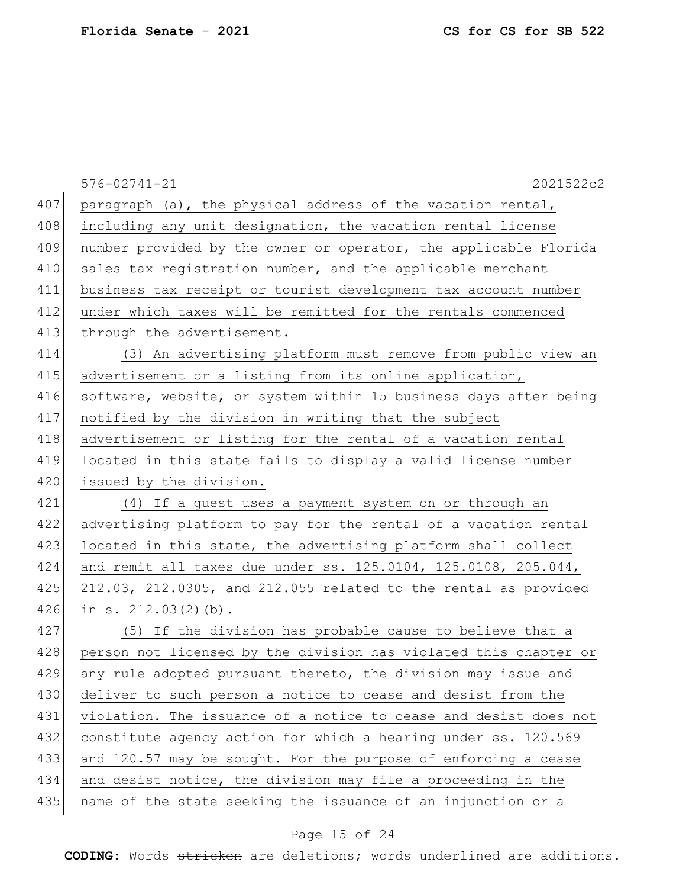paragraph (a), the physical address of the vacation rental, including any unit designation, the vacation rental license number provided by the owner or operator, the applicable Florida sales tax registration number, and the applicable merchant business tax receipt or tourist development tax account number under which taxes will be remitted for the rentals commenced through the advertisement.

(3) An advertising platform must remove from public view an advertisement or a listing from its online application, software, website, or system within 15 business days after being notified by the division in writing that the subject advertisement or listing for the rental of a vacation rental located in this state fails to display a valid license number issued by the division.

(4) If a guest uses a payment system on or through an advertising platform to pay for the rental of a vacation rental located in this state, the advertising platform shall collect and remit all taxes due under ss. 125.0104, 125.0108, 205.044, 212.03, 212.0305, and 212.055 related to the rental as provided in s. 212.03(2)(b).

(5) If the division has probable cause to believe that a person not licensed by the division has violated this chapter or any rule adopted pursuant thereto, the division may issue and deliver to such person a notice to cease and desist from the violation. The issuance of a notice to cease and desist does not constitute agency action for which a hearing under ss. 120.569 and 120.57 may be sought. For the purpose of enforcing a cease and desist notice, the division may file a proceeding in the name of the state seeking the issuance of an injunction or a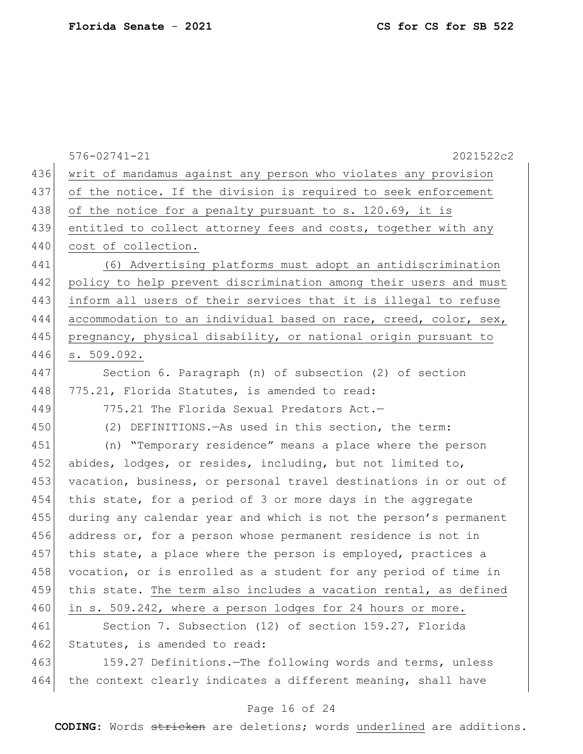writ of mandamus against any person who violates any provision of the notice. If the division is required to seek enforcement of the notice for a penalty pursuant to s. 120.69, it is entitled to collect attorney fees and costs, together with any cost of collection.

(6) Advertising platforms must adopt an antidiscrimination policy to help prevent discrimination among their users and must inform all users of their services that it is illegal to refuse accommodation to an individual based on race, creed, color, sex, pregnancy, physical disability, or national origin pursuant to s. 509.092.

Section 6. Paragraph (n) of subsection (2) of section 775.21, Florida Statutes, is amended to read:

775.21 The Florida Sexual Predators Act.—

(2) DEFINITIONS.—As used in this section, the term:

(n) "Temporary residence" means a place where the person abides, lodges, or resides, including, but not limited to, vacation, business, or personal travel destinations in or out of this state, for a period of 3 or more days in the aggregate during any calendar year and which is not the person's permanent address or, for a person whose permanent residence is not in this state, a place where the person is employed, practices a vocation, or is enrolled as a student for any period of time in this state. The term also includes a vacation rental, as defined in s. 509.242, where a person lodges for 24 hours or more.

Section 7. Subsection (12) of section 159.27, Florida Statutes, is amended to read:

159.27 Definitions.—The following words and terms, unless the context clearly indicates a different meaning, shall have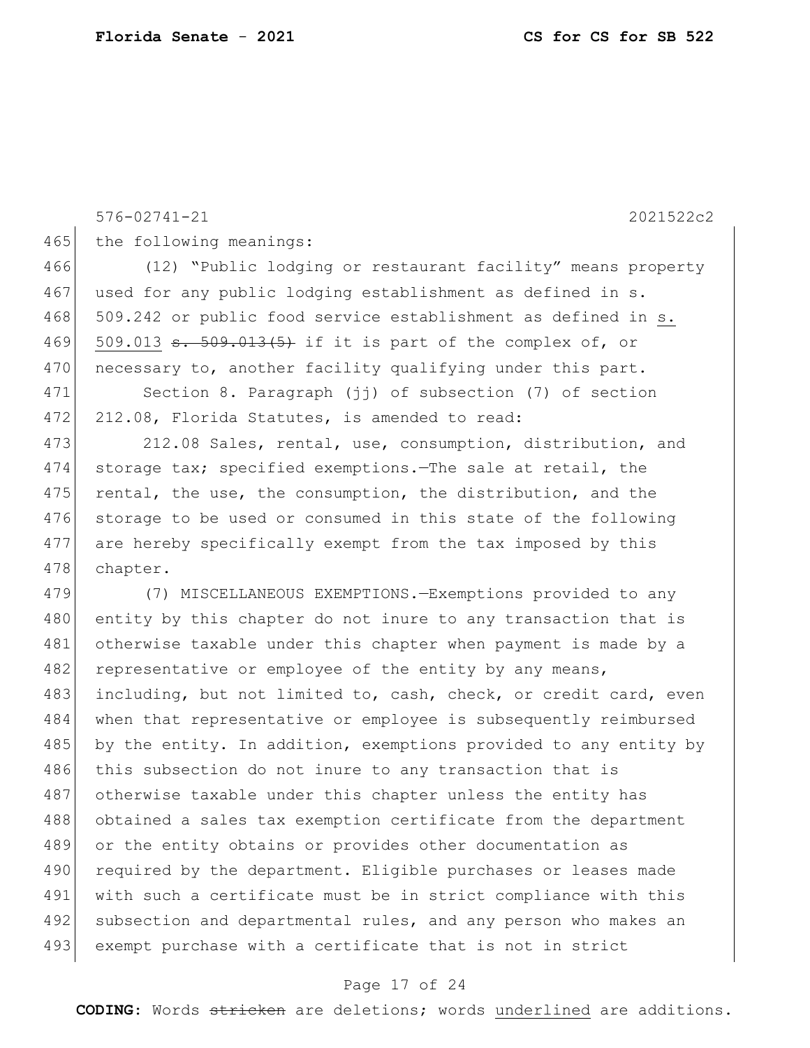the following meanings:

(12) "Public lodging or restaurant facility" means property used for any public lodging establishment as defined in s. 509.242 or public food service establishment as defined in <u>s. 509.013</u> ~~s. 509.013(5)~~ if it is part of the complex of, or necessary to, another facility qualifying under this part.

Section 8. Paragraph (jj) of subsection (7) of section 212.08, Florida Statutes, is amended to read:

212.08 Sales, rental, use, consumption, distribution, and storage tax; specified exemptions.—The sale at retail, the rental, the use, the consumption, the distribution, and the storage to be used or consumed in this state of the following are hereby specifically exempt from the tax imposed by this chapter.

(7) MISCELLANEOUS EXEMPTIONS.—Exemptions provided to any entity by this chapter do not inure to any transaction that is otherwise taxable under this chapter when payment is made by a representative or employee of the entity by any means, including, but not limited to, cash, check, or credit card, even when that representative or employee is subsequently reimbursed by the entity. In addition, exemptions provided to any entity by this subsection do not inure to any transaction that is otherwise taxable under this chapter unless the entity has obtained a sales tax exemption certificate from the department or the entity obtains or provides other documentation as required by the department. Eligible purchases or leases made with such a certificate must be in strict compliance with this subsection and departmental rules, and any person who makes an exempt purchase with a certificate that is not in strict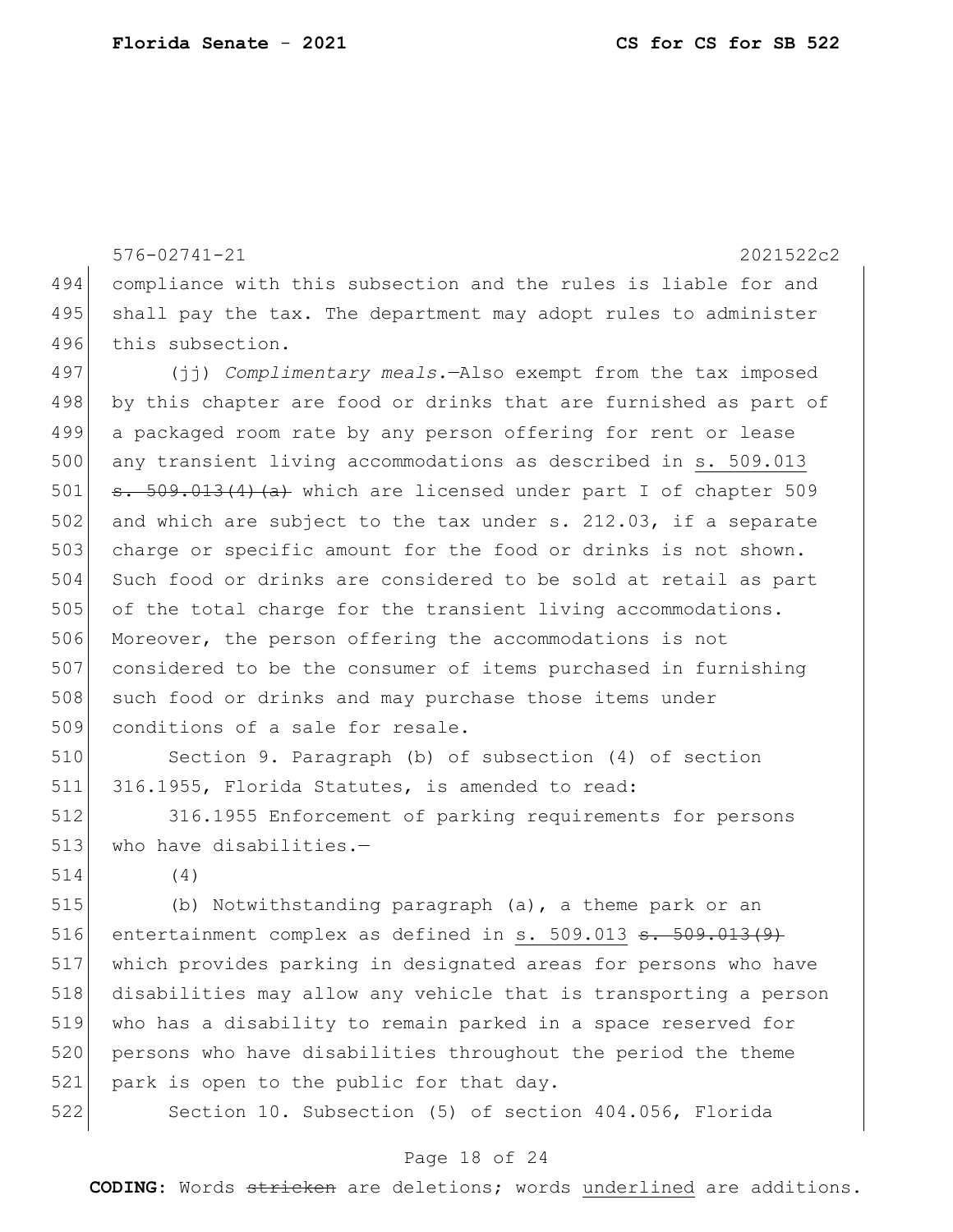576-02741-21 2021522c2

494 compliance with this subsection and the rules is liable for and
495 shall pay the tax. The department may adopt rules to administer
496 this subsection.

497 (jj) *Complimentary meals.*—Also exempt from the tax imposed
498 by this chapter are food or drinks that are furnished as part of
499 a packaged room rate by any person offering for rent or lease
500 any transient living accommodations as described in <u>s. 509.013</u>
501 ~~s. 509.013(4)(a)~~ which are licensed under part I of chapter 509
502 and which are subject to the tax under s. 212.03, if a separate
503 charge or specific amount for the food or drinks is not shown.
504 Such food or drinks are considered to be sold at retail as part
505 of the total charge for the transient living accommodations.
506 Moreover, the person offering the accommodations is not
507 considered to be the consumer of items purchased in furnishing
508 such food or drinks and may purchase those items under
509 conditions of a sale for resale.

510 Section 9. Paragraph (b) of subsection (4) of section
511 316.1955, Florida Statutes, is amended to read:

512 316.1955 Enforcement of parking requirements for persons
513 who have disabilities.—

514 (4)

515 (b) Notwithstanding paragraph (a), a theme park or an
516 entertainment complex as defined in <u>s. 509.013</u> ~~s. 509.013(9)~~
517 which provides parking in designated areas for persons who have
518 disabilities may allow any vehicle that is transporting a person
519 who has a disability to remain parked in a space reserved for
520 persons who have disabilities throughout the period the theme
521 park is open to the public for that day.

522 Section 10. Subsection (5) of section 404.056, Florida

**CODING:** Words ~~stricken~~ are deletions; words <u>underlined</u> are additions.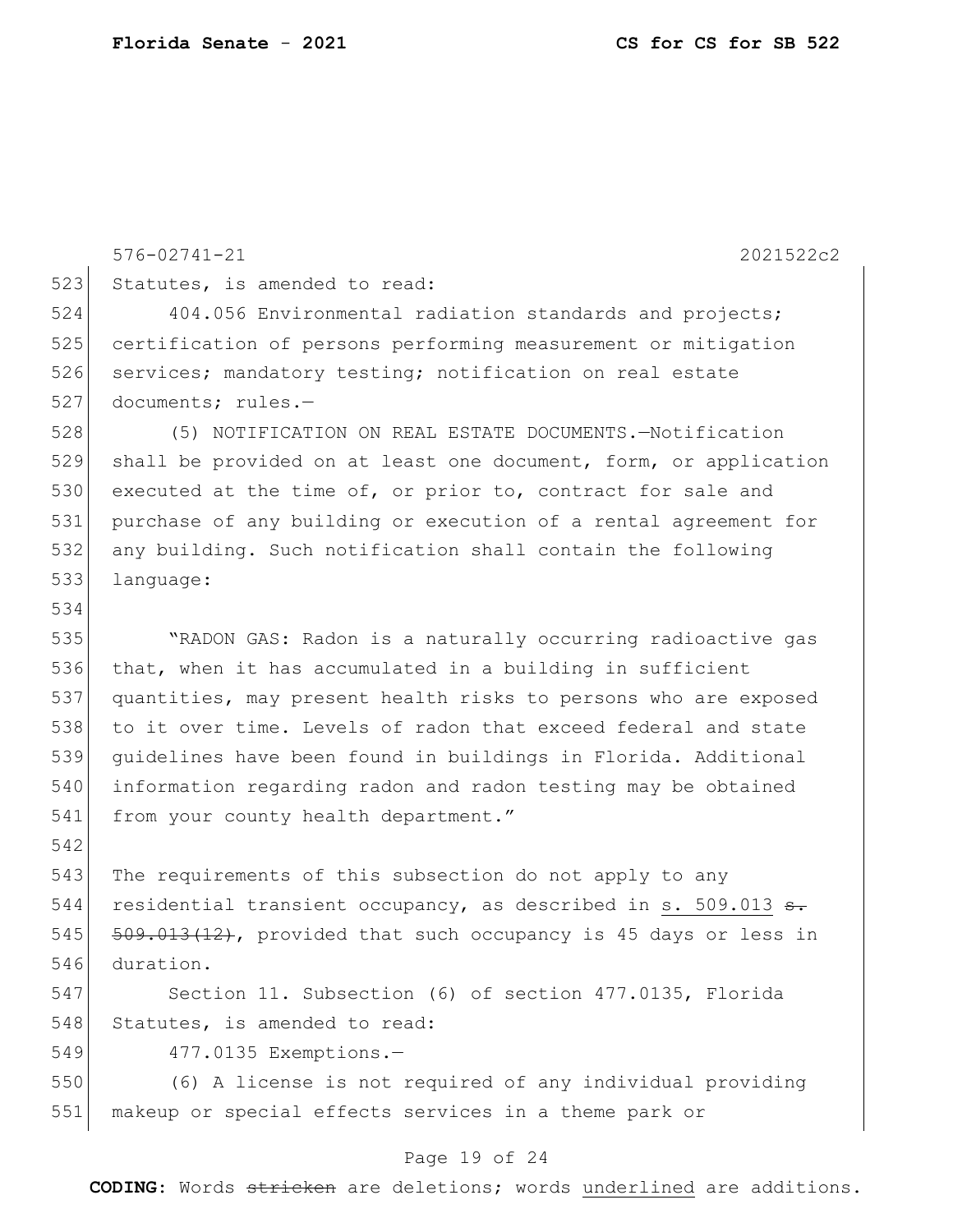576-02741-21 2021522c2

523 Statutes, is amended to read:

524 404.056 Environmental radiation standards and projects;
525 certification of persons performing measurement or mitigation
526 services; mandatory testing; notification on real estate
527 documents; rules.—

528 (5) NOTIFICATION ON REAL ESTATE DOCUMENTS.—Notification
529 shall be provided on at least one document, form, or application
530 executed at the time of, or prior to, contract for sale and
531 purchase of any building or execution of a rental agreement for
532 any building. Such notification shall contain the following
533 language:

534

535 "RADON GAS: Radon is a naturally occurring radioactive gas
536 that, when it has accumulated in a building in sufficient
537 quantities, may present health risks to persons who are exposed
538 to it over time. Levels of radon that exceed federal and state
539 guidelines have been found in buildings in Florida. Additional
540 information regarding radon and radon testing may be obtained
541 from your county health department."

542

543 The requirements of this subsection do not apply to any
544 residential transient occupancy, as described in <u>s. 509.013</u> ~~s.~~
545 ~~509.013(12)~~, provided that such occupancy is 45 days or less in
546 duration.

547 Section 11. Subsection (6) of section 477.0135, Florida
548 Statutes, is amended to read:

549 477.0135 Exemptions.—

550 (6) A license is not required of any individual providing
551 makeup or special effects services in a theme park or

**CODING:** Words ~~stricken~~ are deletions; words <u>underlined</u> are additions.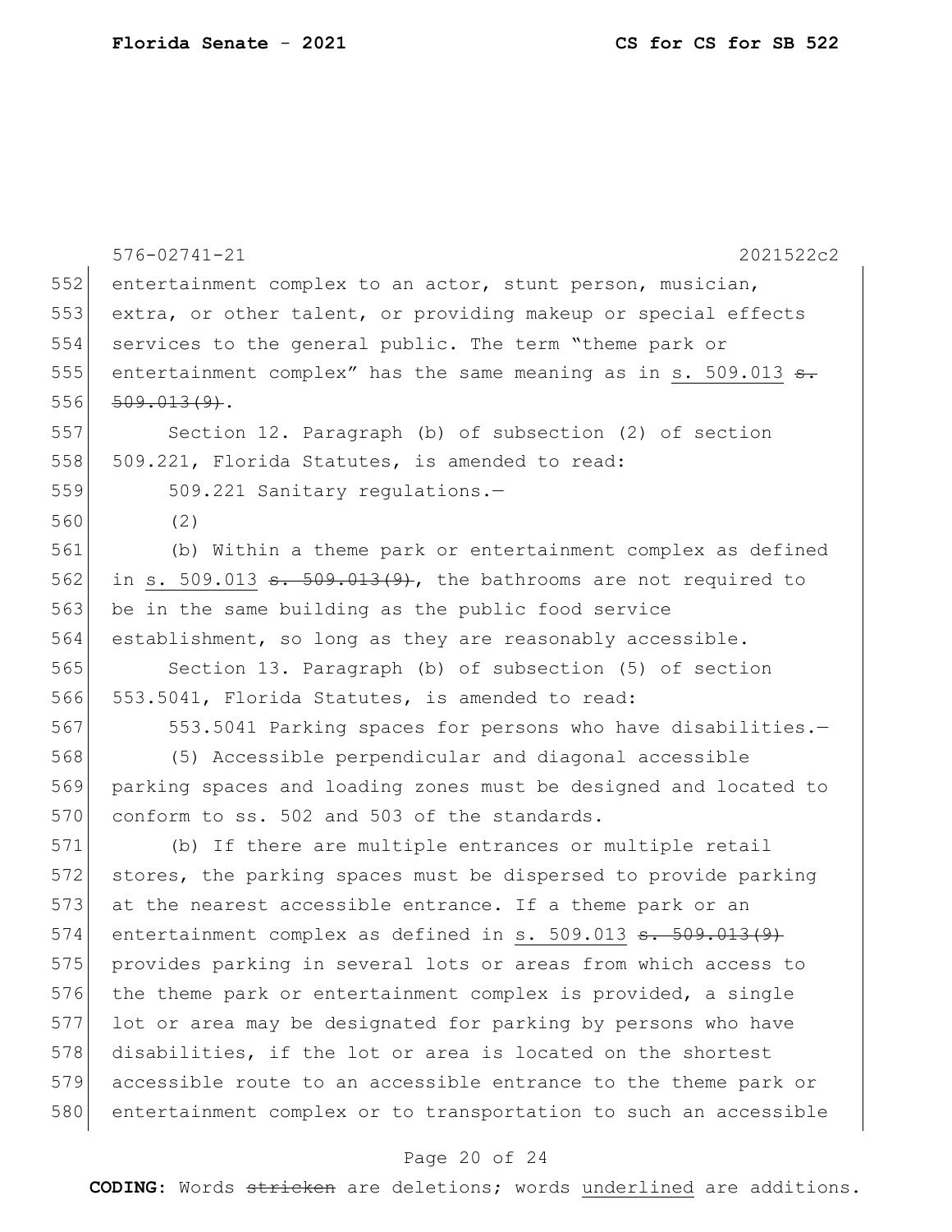576-02741-21 2021522c2

entertainment complex to an actor, stunt person, musician, extra, or other talent, or providing makeup or special effects services to the general public. The term "theme park or entertainment complex" has the same meaning as in <u>s. 509.013</u> ~~s. 509.013(9)~~.

Section 12. Paragraph (b) of subsection (2) of section 509.221, Florida Statutes, is amended to read:

509.221 Sanitary regulations.—

(2)

(b) Within a theme park or entertainment complex as defined in <u>s. 509.013</u> ~~s. 509.013(9)~~, the bathrooms are not required to be in the same building as the public food service establishment, so long as they are reasonably accessible.

Section 13. Paragraph (b) of subsection (5) of section 553.5041, Florida Statutes, is amended to read:

553.5041 Parking spaces for persons who have disabilities.—

(5) Accessible perpendicular and diagonal accessible parking spaces and loading zones must be designed and located to conform to ss. 502 and 503 of the standards.

(b) If there are multiple entrances or multiple retail stores, the parking spaces must be dispersed to provide parking at the nearest accessible entrance. If a theme park or an entertainment complex as defined in <u>s. 509.013</u> ~~s. 509.013(9)~~ provides parking in several lots or areas from which access to the theme park or entertainment complex is provided, a single lot or area may be designated for parking by persons who have disabilities, if the lot or area is located on the shortest accessible route to an accessible entrance to the theme park or entertainment complex or to transportation to such an accessible

**CODING:** Words ~~stricken~~ are deletions; words <u>underlined</u> are additions.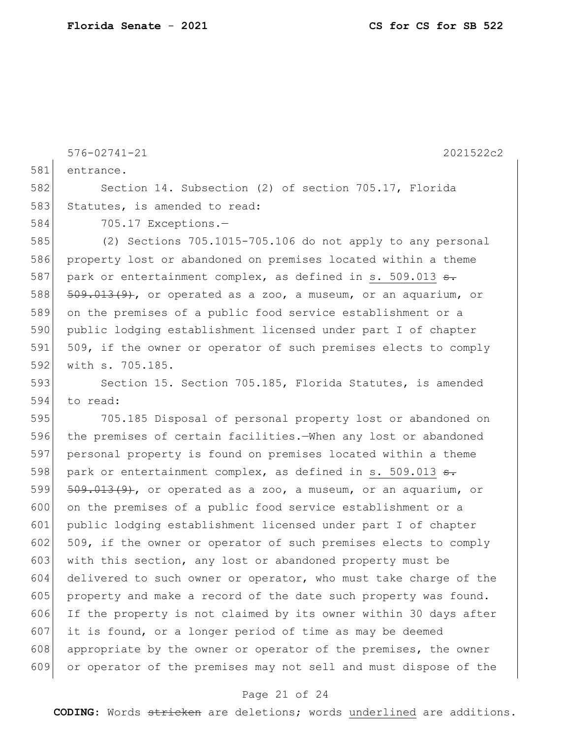576-02741-21 2021522c2

entrance.

Section 14. Subsection (2) of section 705.17, Florida Statutes, is amended to read:

705.17 Exceptions.—

(2) Sections 705.1015-705.106 do not apply to any personal property lost or abandoned on premises located within a theme park or entertainment complex, as defined in s. 509.013 ~~s. 509.013(9)~~, or operated as a zoo, a museum, or an aquarium, or on the premises of a public food service establishment or a public lodging establishment licensed under part I of chapter 509, if the owner or operator of such premises elects to comply with s. 705.185.

Section 15. Section 705.185, Florida Statutes, is amended to read:

705.185 Disposal of personal property lost or abandoned on the premises of certain facilities.—When any lost or abandoned personal property is found on premises located within a theme park or entertainment complex, as defined in s. 509.013 ~~s. 509.013(9)~~, or operated as a zoo, a museum, or an aquarium, or on the premises of a public food service establishment or a public lodging establishment licensed under part I of chapter 509, if the owner or operator of such premises elects to comply with this section, any lost or abandoned property must be delivered to such owner or operator, who must take charge of the property and make a record of the date such property was found. If the property is not claimed by its owner within 30 days after it is found, or a longer period of time as may be deemed appropriate by the owner or operator of the premises, the owner or operator of the premises may not sell and must dispose of the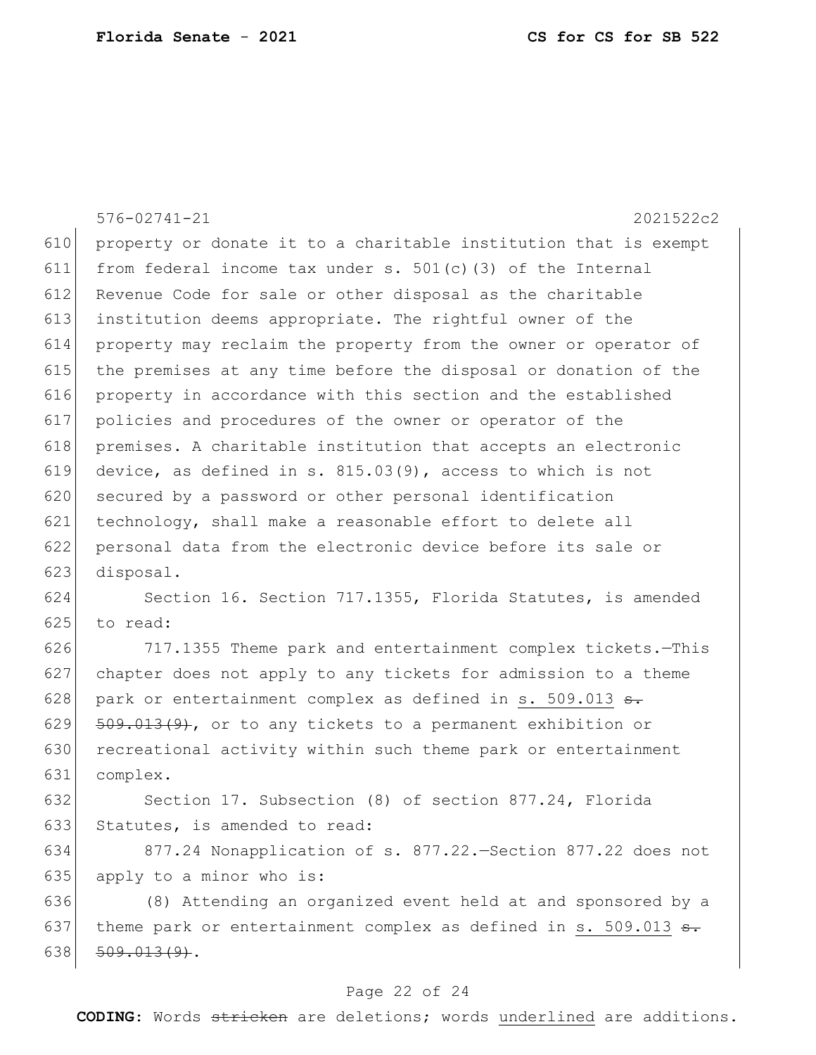property or donate it to a charitable institution that is exempt from federal income tax under s. 501(c)(3) of the Internal Revenue Code for sale or other disposal as the charitable institution deems appropriate. The rightful owner of the property may reclaim the property from the owner or operator of the premises at any time before the disposal or donation of the property in accordance with this section and the established policies and procedures of the owner or operator of the premises. A charitable institution that accepts an electronic device, as defined in s. 815.03(9), access to which is not secured by a password or other personal identification technology, shall make a reasonable effort to delete all personal data from the electronic device before its sale or disposal.

Section 16. Section 717.1355, Florida Statutes, is amended to read:

717.1355 Theme park and entertainment complex tickets.—This chapter does not apply to any tickets for admission to a theme park or entertainment complex as defined in <u>s. 509.013</u> ~~s. 509.013(9)~~, or to any tickets to a permanent exhibition or recreational activity within such theme park or entertainment complex.

Section 17. Subsection (8) of section 877.24, Florida Statutes, is amended to read:

877.24 Nonapplication of s. 877.22.—Section 877.22 does not apply to a minor who is:

(8) Attending an organized event held at and sponsored by a theme park or entertainment complex as defined in <u>s. 509.013</u> ~~s. 509.013(9)~~.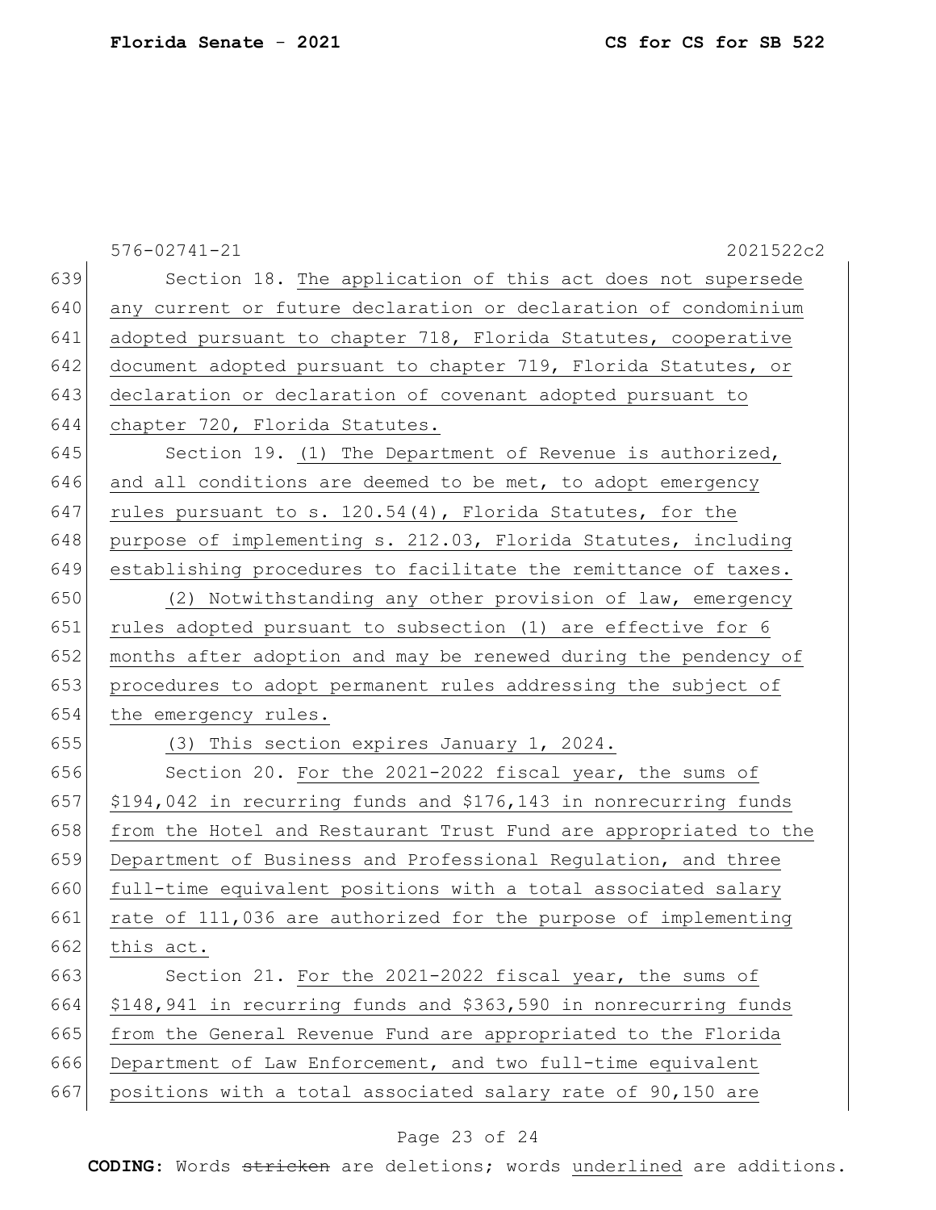576-02741-21 2021522c2

Section 18. The application of this act does not supersede any current or future declaration or declaration of condominium adopted pursuant to chapter 718, Florida Statutes, cooperative document adopted pursuant to chapter 719, Florida Statutes, or declaration or declaration of covenant adopted pursuant to chapter 720, Florida Statutes.

Section 19. (1) The Department of Revenue is authorized, and all conditions are deemed to be met, to adopt emergency rules pursuant to s. 120.54(4), Florida Statutes, for the purpose of implementing s. 212.03, Florida Statutes, including establishing procedures to facilitate the remittance of taxes.

(2) Notwithstanding any other provision of law, emergency rules adopted pursuant to subsection (1) are effective for 6 months after adoption and may be renewed during the pendency of procedures to adopt permanent rules addressing the subject of the emergency rules.

(3) This section expires January 1, 2024.

Section 20. For the 2021-2022 fiscal year, the sums of $194,042 in recurring funds and $176,143 in nonrecurring funds from the Hotel and Restaurant Trust Fund are appropriated to the Department of Business and Professional Regulation, and three full-time equivalent positions with a total associated salary rate of 111,036 are authorized for the purpose of implementing this act.

Section 21. For the 2021-2022 fiscal year, the sums of $148,941 in recurring funds and $363,590 in nonrecurring funds from the General Revenue Fund are appropriated to the Florida Department of Law Enforcement, and two full-time equivalent positions with a total associated salary rate of 90,150 are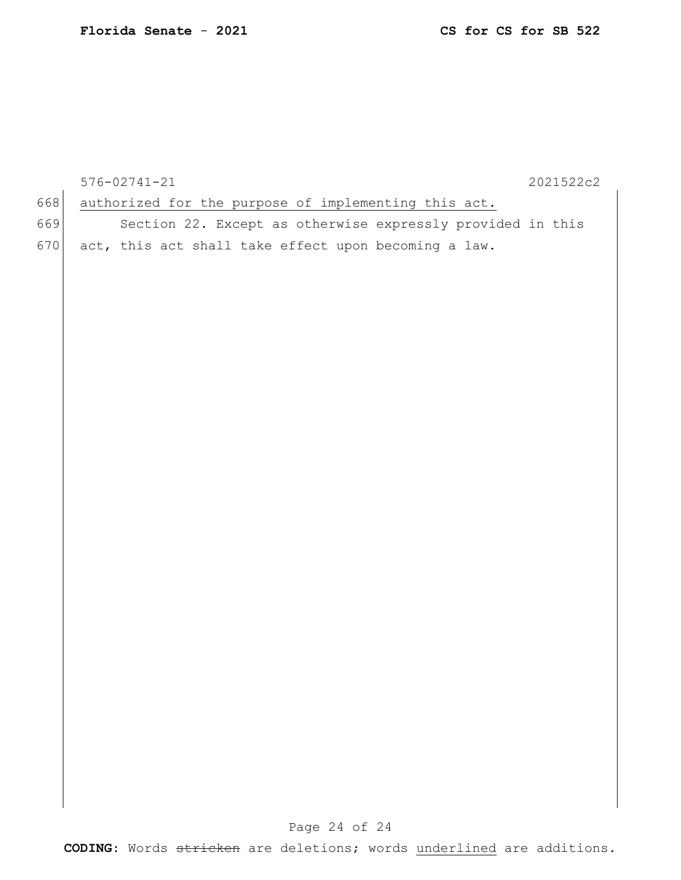authorized for the purpose of implementing this act.

Section 22. Except as otherwise expressly provided in this act, this act shall take effect upon becoming a law.